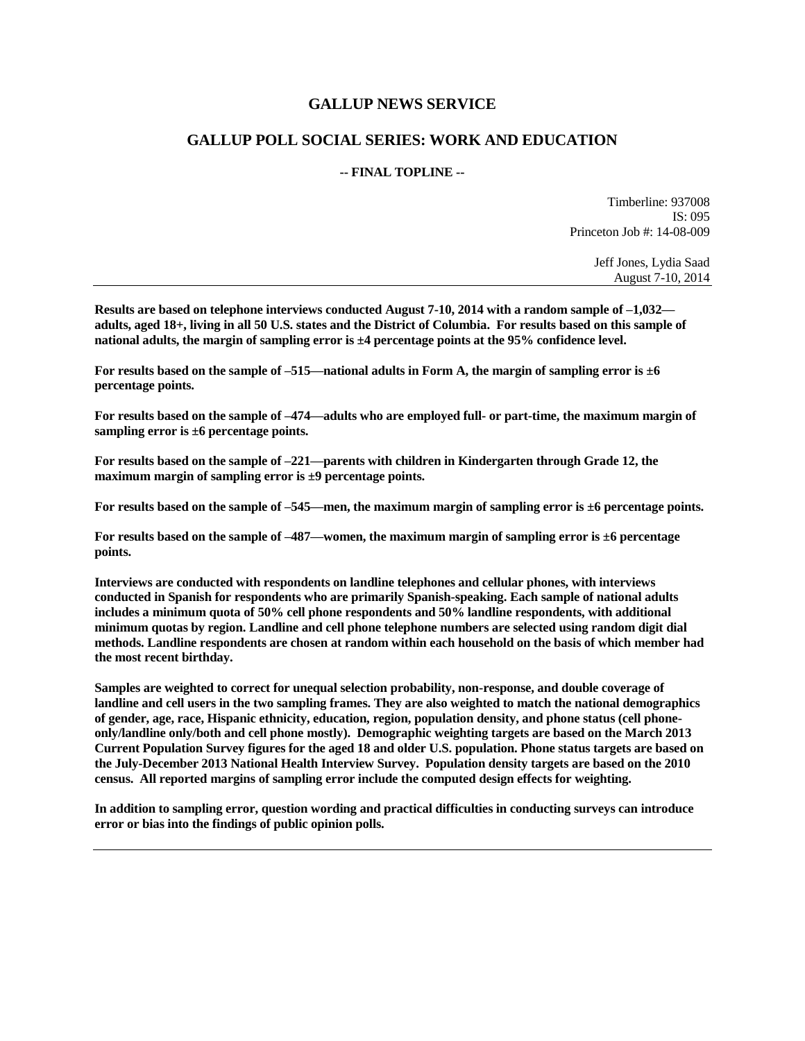# GALLUP NEWS SERVICE

## GALLUP POLL SOCIAL SERIES: WORK AND EDUCATION

**-- FINAL TOPLINE --**

Timberline: 937008
IS: 095
Princeton Job #: 14-08-009

Jeff Jones, Lydia Saad
August 7-10, 2014

---

**Results are based on telephone interviews conducted August 7-10, 2014 with a random sample of –1,032—adults, aged 18+, living in all 50 U.S. states and the District of Columbia. For results based on this sample of national adults, the margin of sampling error is ±4 percentage points at the 95% confidence level.**

**For results based on the sample of –515—national adults in Form A, the margin of sampling error is ±6 percentage points.**

**For results based on the sample of –474—adults who are employed full- or part-time, the maximum margin of sampling error is ±6 percentage points.**

**For results based on the sample of –221—parents with children in Kindergarten through Grade 12, the maximum margin of sampling error is ±9 percentage points.**

**For results based on the sample of –545—men, the maximum margin of sampling error is ±6 percentage points.**

**For results based on the sample of –487—women, the maximum margin of sampling error is ±6 percentage points.**

**Interviews are conducted with respondents on landline telephones and cellular phones, with interviews conducted in Spanish for respondents who are primarily Spanish-speaking. Each sample of national adults includes a minimum quota of 50% cell phone respondents and 50% landline respondents, with additional minimum quotas by region. Landline and cell phone telephone numbers are selected using random digit dial methods. Landline respondents are chosen at random within each household on the basis of which member had the most recent birthday.**

**Samples are weighted to correct for unequal selection probability, non-response, and double coverage of landline and cell users in the two sampling frames. They are also weighted to match the national demographics of gender, age, race, Hispanic ethnicity, education, region, population density, and phone status (cell phone-only/landline only/both and cell phone mostly). Demographic weighting targets are based on the March 2013 Current Population Survey figures for the aged 18 and older U.S. population. Phone status targets are based on the July-December 2013 National Health Interview Survey. Population density targets are based on the 2010 census. All reported margins of sampling error include the computed design effects for weighting.**

**In addition to sampling error, question wording and practical difficulties in conducting surveys can introduce error or bias into the findings of public opinion polls.**

---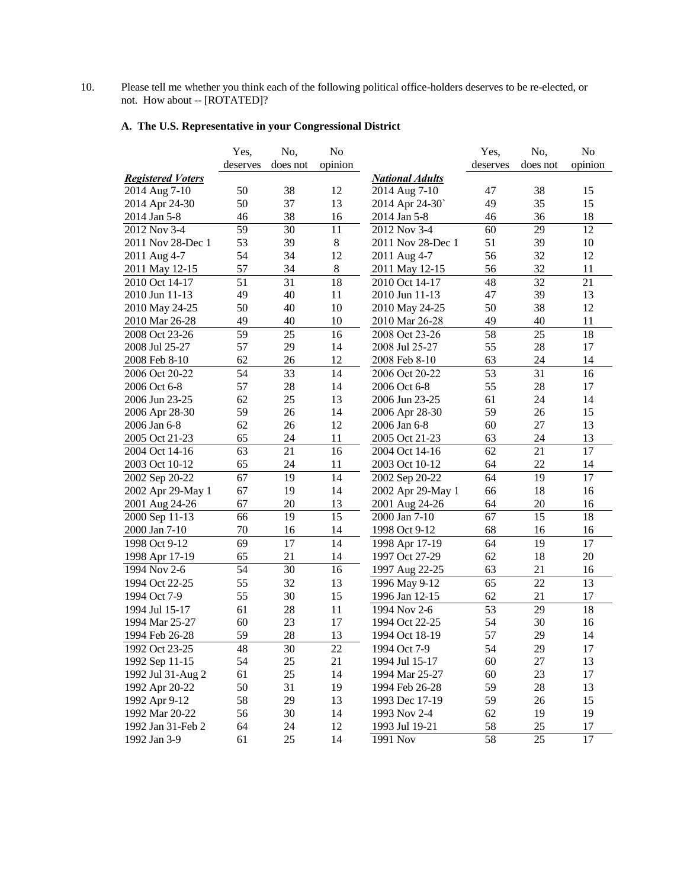10. Please tell me whether you think each of the following political office-holders deserves to be re-elected, or not. How about -- [ROTATED]?

### A. The U.S. Representative in your Congressional District

| | Yes, deserves | No, does not | No opinion | | Yes, deserves | No, does not | No opinion |
|---|---|---|---|---|---|---|---|
| ***Registered Voters*** | | | | ***National Adults*** | | | |
| 2014 Aug 7-10 | 50 | 38 | 12 | 2014 Aug 7-10 | 47 | 38 | 15 |
| 2014 Apr 24-30 | 50 | 37 | 13 | 2014 Apr 24-30` | 49 | 35 | 15 |
| 2014 Jan 5-8 | 46 | 38 | 16 | 2014 Jan 5-8 | 46 | 36 | 18 |
| 2012 Nov 3-4 | 59 | 30 | 11 | 2012 Nov 3-4 | 60 | 29 | 12 |
| 2011 Nov 28-Dec 1 | 53 | 39 | 8 | 2011 Nov 28-Dec 1 | 51 | 39 | 10 |
| 2011 Aug 4-7 | 54 | 34 | 12 | 2011 Aug 4-7 | 56 | 32 | 12 |
| 2011 May 12-15 | 57 | 34 | 8 | 2011 May 12-15 | 56 | 32 | 11 |
| 2010 Oct 14-17 | 51 | 31 | 18 | 2010 Oct 14-17 | 48 | 32 | 21 |
| 2010 Jun 11-13 | 49 | 40 | 11 | 2010 Jun 11-13 | 47 | 39 | 13 |
| 2010 May 24-25 | 50 | 40 | 10 | 2010 May 24-25 | 50 | 38 | 12 |
| 2010 Mar 26-28 | 49 | 40 | 10 | 2010 Mar 26-28 | 49 | 40 | 11 |
| 2008 Oct 23-26 | 59 | 25 | 16 | 2008 Oct 23-26 | 58 | 25 | 18 |
| 2008 Jul 25-27 | 57 | 29 | 14 | 2008 Jul 25-27 | 55 | 28 | 17 |
| 2008 Feb 8-10 | 62 | 26 | 12 | 2008 Feb 8-10 | 63 | 24 | 14 |
| 2006 Oct 20-22 | 54 | 33 | 14 | 2006 Oct 20-22 | 53 | 31 | 16 |
| 2006 Oct 6-8 | 57 | 28 | 14 | 2006 Oct 6-8 | 55 | 28 | 17 |
| 2006 Jun 23-25 | 62 | 25 | 13 | 2006 Jun 23-25 | 61 | 24 | 14 |
| 2006 Apr 28-30 | 59 | 26 | 14 | 2006 Apr 28-30 | 59 | 26 | 15 |
| 2006 Jan 6-8 | 62 | 26 | 12 | 2006 Jan 6-8 | 60 | 27 | 13 |
| 2005 Oct 21-23 | 65 | 24 | 11 | 2005 Oct 21-23 | 63 | 24 | 13 |
| 2004 Oct 14-16 | 63 | 21 | 16 | 2004 Oct 14-16 | 62 | 21 | 17 |
| 2003 Oct 10-12 | 65 | 24 | 11 | 2003 Oct 10-12 | 64 | 22 | 14 |
| 2002 Sep 20-22 | 67 | 19 | 14 | 2002 Sep 20-22 | 64 | 19 | 17 |
| 2002 Apr 29-May 1 | 67 | 19 | 14 | 2002 Apr 29-May 1 | 66 | 18 | 16 |
| 2001 Aug 24-26 | 67 | 20 | 13 | 2001 Aug 24-26 | 64 | 20 | 16 |
| 2000 Sep 11-13 | 66 | 19 | 15 | 2000 Jan 7-10 | 67 | 15 | 18 |
| 2000 Jan 7-10 | 70 | 16 | 14 | 1998 Oct 9-12 | 68 | 16 | 16 |
| 1998 Oct 9-12 | 69 | 17 | 14 | 1998 Apr 17-19 | 64 | 19 | 17 |
| 1998 Apr 17-19 | 65 | 21 | 14 | 1997 Oct 27-29 | 62 | 18 | 20 |
| 1994 Nov 2-6 | 54 | 30 | 16 | 1997 Aug 22-25 | 63 | 21 | 16 |
| 1994 Oct 22-25 | 55 | 32 | 13 | 1996 May 9-12 | 65 | 22 | 13 |
| 1994 Oct 7-9 | 55 | 30 | 15 | 1996 Jan 12-15 | 62 | 21 | 17 |
| 1994 Jul 15-17 | 61 | 28 | 11 | 1994 Nov 2-6 | 53 | 29 | 18 |
| 1994 Mar 25-27 | 60 | 23 | 17 | 1994 Oct 22-25 | 54 | 30 | 16 |
| 1994 Feb 26-28 | 59 | 28 | 13 | 1994 Oct 18-19 | 57 | 29 | 14 |
| 1992 Oct 23-25 | 48 | 30 | 22 | 1994 Oct 7-9 | 54 | 29 | 17 |
| 1992 Sep 11-15 | 54 | 25 | 21 | 1994 Jul 15-17 | 60 | 27 | 13 |
| 1992 Jul 31-Aug 2 | 61 | 25 | 14 | 1994 Mar 25-27 | 60 | 23 | 17 |
| 1992 Apr 20-22 | 50 | 31 | 19 | 1994 Feb 26-28 | 59 | 28 | 13 |
| 1992 Apr 9-12 | 58 | 29 | 13 | 1993 Dec 17-19 | 59 | 26 | 15 |
| 1992 Mar 20-22 | 56 | 30 | 14 | 1993 Nov 2-4 | 62 | 19 | 19 |
| 1992 Jan 31-Feb 2 | 64 | 24 | 12 | 1993 Jul 19-21 | 58 | 25 | 17 |
| 1992 Jan 3-9 | 61 | 25 | 14 | 1991 Nov | 58 | 25 | 17 |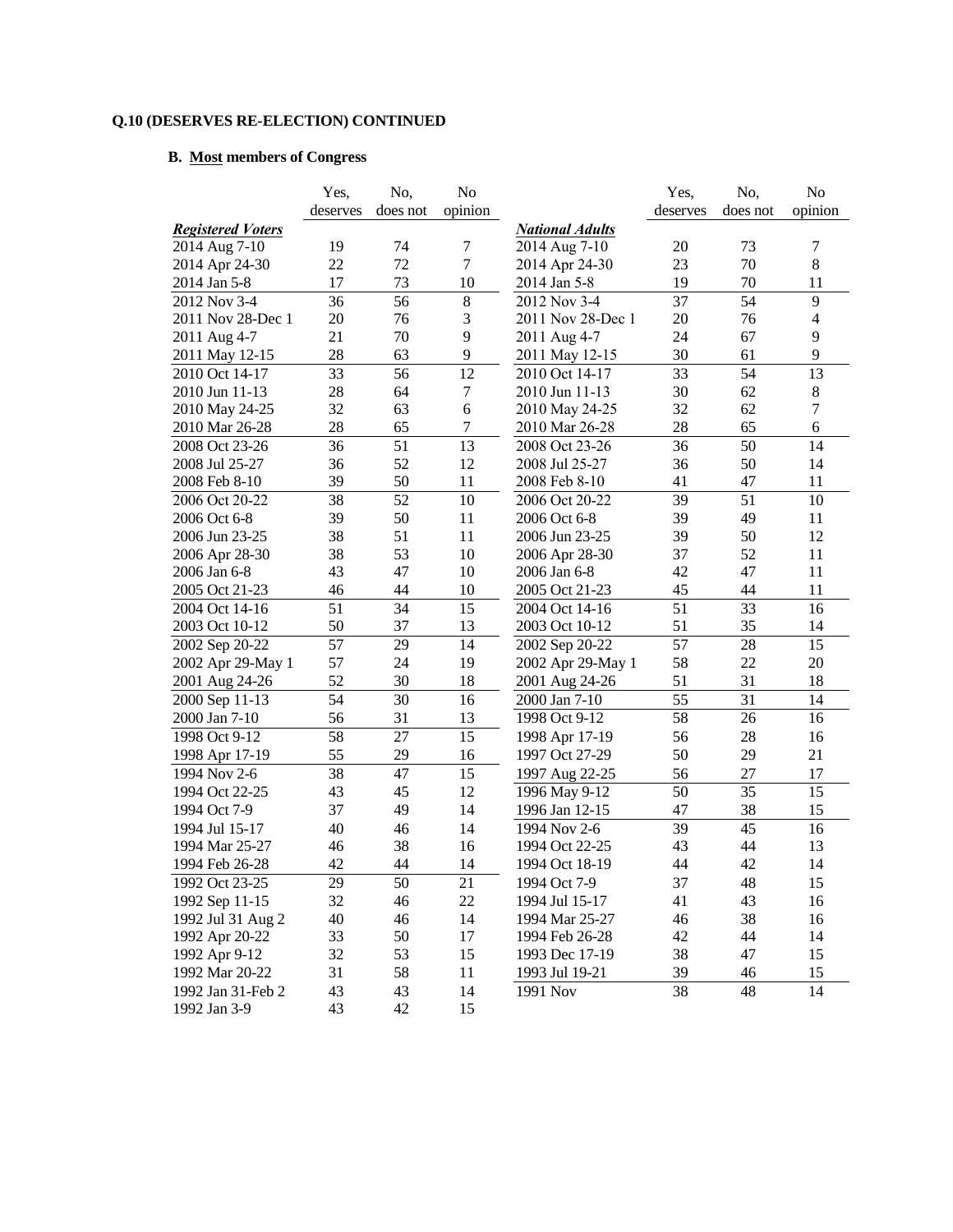**Q.10 (DESERVES RE-ELECTION) CONTINUED**

**B. Most members of Congress**

| | Yes, deserves | No, does not | No opinion |
|---|---|---|---|
| ***Registered Voters*** | | | |
| 2014 Aug 7-10 | 19 | 74 | 7 |
| 2014 Apr 24-30 | 22 | 72 | 7 |
| 2014 Jan 5-8 | 17 | 73 | 10 |
| 2012 Nov 3-4 | 36 | 56 | 8 |
| 2011 Nov 28-Dec 1 | 20 | 76 | 3 |
| 2011 Aug 4-7 | 21 | 70 | 9 |
| 2011 May 12-15 | 28 | 63 | 9 |
| 2010 Oct 14-17 | 33 | 56 | 12 |
| 2010 Jun 11-13 | 28 | 64 | 7 |
| 2010 May 24-25 | 32 | 63 | 6 |
| 2010 Mar 26-28 | 28 | 65 | 7 |
| 2008 Oct 23-26 | 36 | 51 | 13 |
| 2008 Jul 25-27 | 36 | 52 | 12 |
| 2008 Feb 8-10 | 39 | 50 | 11 |
| 2006 Oct 20-22 | 38 | 52 | 10 |
| 2006 Oct 6-8 | 39 | 50 | 11 |
| 2006 Jun 23-25 | 38 | 51 | 11 |
| 2006 Apr 28-30 | 38 | 53 | 10 |
| 2006 Jan 6-8 | 43 | 47 | 10 |
| 2005 Oct 21-23 | 46 | 44 | 10 |
| 2004 Oct 14-16 | 51 | 34 | 15 |
| 2003 Oct 10-12 | 50 | 37 | 13 |
| 2002 Sep 20-22 | 57 | 29 | 14 |
| 2002 Apr 29-May 1 | 57 | 24 | 19 |
| 2001 Aug 24-26 | 52 | 30 | 18 |
| 2000 Sep 11-13 | 54 | 30 | 16 |
| 2000 Jan 7-10 | 56 | 31 | 13 |
| 1998 Oct 9-12 | 58 | 27 | 15 |
| 1998 Apr 17-19 | 55 | 29 | 16 |
| 1994 Nov 2-6 | 38 | 47 | 15 |
| 1994 Oct 22-25 | 43 | 45 | 12 |
| 1994 Oct 7-9 | 37 | 49 | 14 |
| 1994 Jul 15-17 | 40 | 46 | 14 |
| 1994 Mar 25-27 | 46 | 38 | 16 |
| 1994 Feb 26-28 | 42 | 44 | 14 |
| 1992 Oct 23-25 | 29 | 50 | 21 |
| 1992 Sep 11-15 | 32 | 46 | 22 |
| 1992 Jul 31 Aug 2 | 40 | 46 | 14 |
| 1992 Apr 20-22 | 33 | 50 | 17 |
| 1992 Apr 9-12 | 32 | 53 | 15 |
| 1992 Mar 20-22 | 31 | 58 | 11 |
| 1992 Jan 31-Feb 2 | 43 | 43 | 14 |
| 1992 Jan 3-9 | 43 | 42 | 15 |

| | Yes, deserves | No, does not | No opinion |
|---|---|---|---|
| ***National Adults*** | | | |
| 2014 Aug 7-10 | 20 | 73 | 7 |
| 2014 Apr 24-30 | 23 | 70 | 8 |
| 2014 Jan 5-8 | 19 | 70 | 11 |
| 2012 Nov 3-4 | 37 | 54 | 9 |
| 2011 Nov 28-Dec 1 | 20 | 76 | 4 |
| 2011 Aug 4-7 | 24 | 67 | 9 |
| 2011 May 12-15 | 30 | 61 | 9 |
| 2010 Oct 14-17 | 33 | 54 | 13 |
| 2010 Jun 11-13 | 30 | 62 | 8 |
| 2010 May 24-25 | 32 | 62 | 7 |
| 2010 Mar 26-28 | 28 | 65 | 6 |
| 2008 Oct 23-26 | 36 | 50 | 14 |
| 2008 Jul 25-27 | 36 | 50 | 14 |
| 2008 Feb 8-10 | 41 | 47 | 11 |
| 2006 Oct 20-22 | 39 | 51 | 10 |
| 2006 Oct 6-8 | 39 | 49 | 11 |
| 2006 Jun 23-25 | 39 | 50 | 12 |
| 2006 Apr 28-30 | 37 | 52 | 11 |
| 2006 Jan 6-8 | 42 | 47 | 11 |
| 2005 Oct 21-23 | 45 | 44 | 11 |
| 2004 Oct 14-16 | 51 | 33 | 16 |
| 2003 Oct 10-12 | 51 | 35 | 14 |
| 2002 Sep 20-22 | 57 | 28 | 15 |
| 2002 Apr 29-May 1 | 58 | 22 | 20 |
| 2001 Aug 24-26 | 51 | 31 | 18 |
| 2000 Jan 7-10 | 55 | 31 | 14 |
| 1998 Oct 9-12 | 58 | 26 | 16 |
| 1998 Apr 17-19 | 56 | 28 | 16 |
| 1997 Oct 27-29 | 50 | 29 | 21 |
| 1997 Aug 22-25 | 56 | 27 | 17 |
| 1996 May 9-12 | 50 | 35 | 15 |
| 1996 Jan 12-15 | 47 | 38 | 15 |
| 1994 Nov 2-6 | 39 | 45 | 16 |
| 1994 Oct 22-25 | 43 | 44 | 13 |
| 1994 Oct 18-19 | 44 | 42 | 14 |
| 1994 Oct 7-9 | 37 | 48 | 15 |
| 1994 Jul 15-17 | 41 | 43 | 16 |
| 1994 Mar 25-27 | 46 | 38 | 16 |
| 1994 Feb 26-28 | 42 | 44 | 14 |
| 1993 Dec 17-19 | 38 | 47 | 15 |
| 1993 Jul 19-21 | 39 | 46 | 15 |
| 1991 Nov | 38 | 48 | 14 |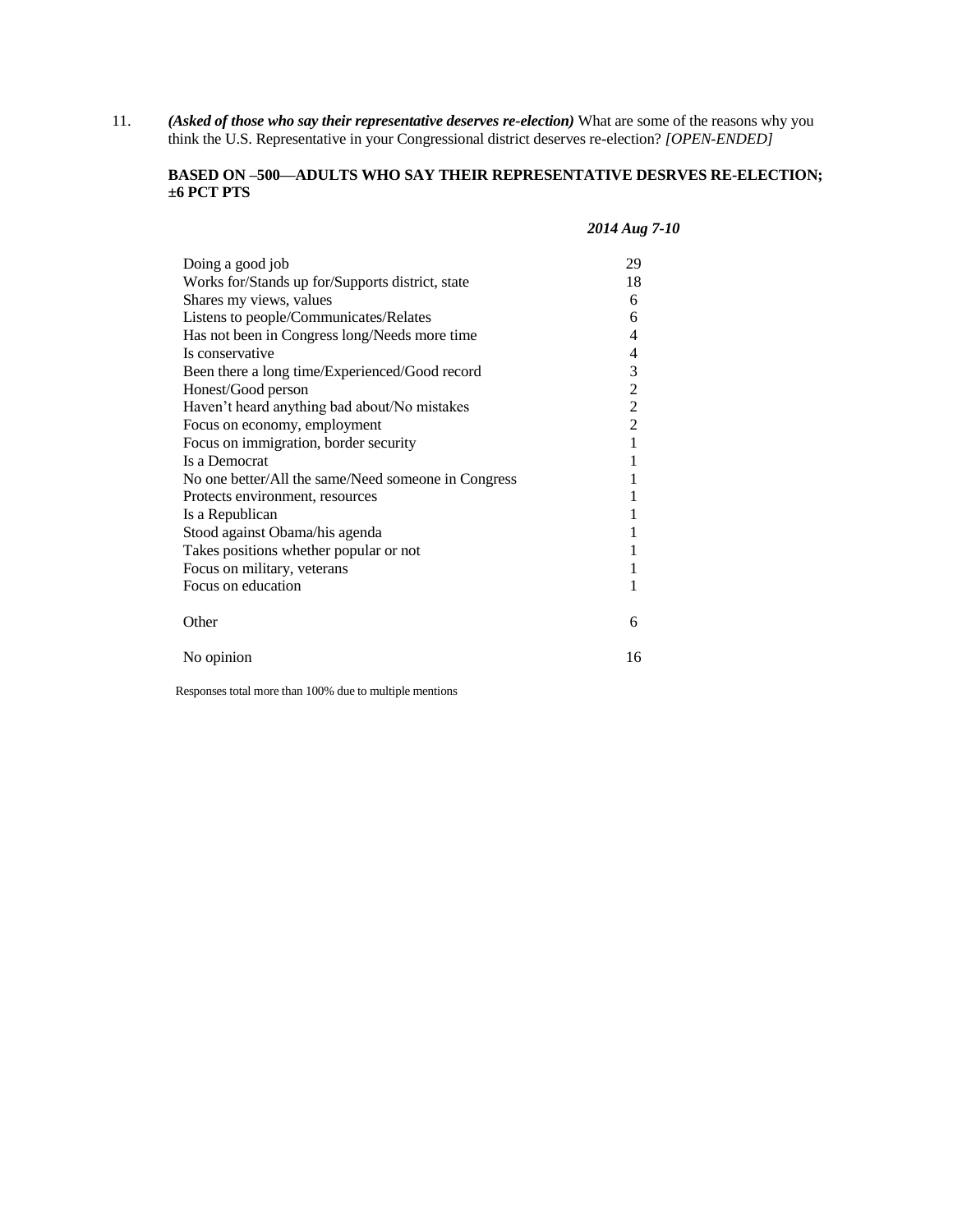11. ***(Asked of those who say their representative deserves re-election)*** What are some of the reasons why you think the U.S. Representative in your Congressional district deserves re-election? *[OPEN-ENDED]*

**BASED ON –500—ADULTS WHO SAY THEIR REPRESENTATIVE DESRVES RE-ELECTION; ±6 PCT PTS**

| | *2014 Aug 7-10* |
|---|---|
| Doing a good job | 29 |
| Works for/Stands up for/Supports district, state | 18 |
| Shares my views, values | 6 |
| Listens to people/Communicates/Relates | 6 |
| Has not been in Congress long/Needs more time | 4 |
| Is conservative | 4 |
| Been there a long time/Experienced/Good record | 3 |
| Honest/Good person | 2 |
| Haven't heard anything bad about/No mistakes | 2 |
| Focus on economy, employment | 2 |
| Focus on immigration, border security | 1 |
| Is a Democrat | 1 |
| No one better/All the same/Need someone in Congress | 1 |
| Protects environment, resources | 1 |
| Is a Republican | 1 |
| Stood against Obama/his agenda | 1 |
| Takes positions whether popular or not | 1 |
| Focus on military, veterans | 1 |
| Focus on education | 1 |
| Other | 6 |
| No opinion | 16 |

Responses total more than 100% due to multiple mentions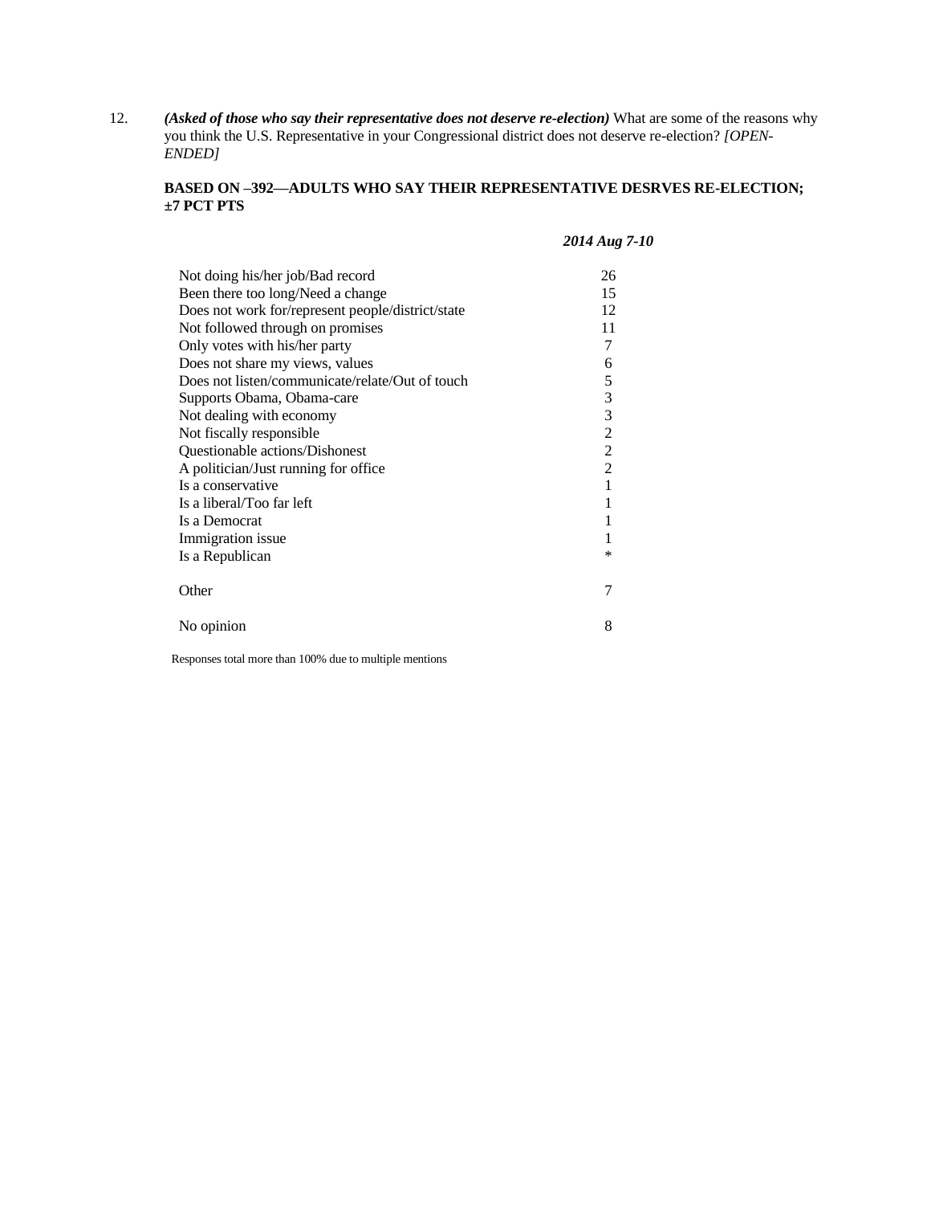12. ***(Asked of those who say their representative does not deserve re-election)*** What are some of the reasons why you think the U.S. Representative in your Congressional district does not deserve re-election? *[OPEN-ENDED]*

**BASED ON –392—ADULTS WHO SAY THEIR REPRESENTATIVE DESRVES RE-ELECTION; ±7 PCT PTS**

| | *2014 Aug 7-10* |
|---|---|
| Not doing his/her job/Bad record | 26 |
| Been there too long/Need a change | 15 |
| Does not work for/represent people/district/state | 12 |
| Not followed through on promises | 11 |
| Only votes with his/her party | 7 |
| Does not share my views, values | 6 |
| Does not listen/communicate/relate/Out of touch | 5 |
| Supports Obama, Obama-care | 3 |
| Not dealing with economy | 3 |
| Not fiscally responsible | 2 |
| Questionable actions/Dishonest | 2 |
| A politician/Just running for office | 2 |
| Is a conservative | 1 |
| Is a liberal/Too far left | 1 |
| Is a Democrat | 1 |
| Immigration issue | 1 |
| Is a Republican | * |
| Other | 7 |
| No opinion | 8 |

Responses total more than 100% due to multiple mentions